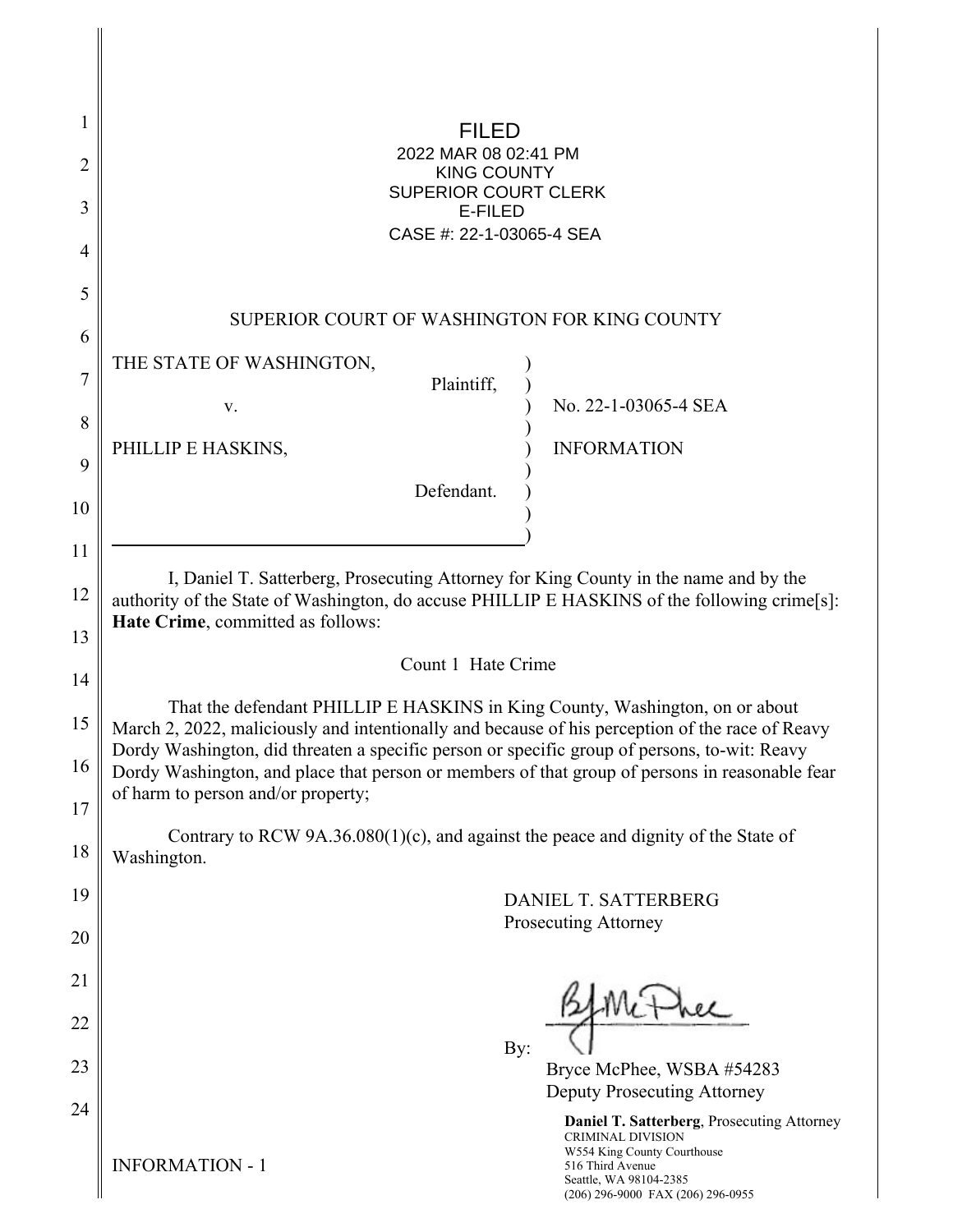FILED
2022 MAR 08 02:41 PM
KING COUNTY
SUPERIOR COURT CLERK
E-FILED
CASE #: 22-1-03065-4 SEA

SUPERIOR COURT OF WASHINGTON FOR KING COUNTY

| | |
|---|---|
| THE STATE OF WASHINGTON, Plaintiff, | No. 22-1-03065-4 SEA |
| v. | |
| PHILLIP E HASKINS, Defendant. | INFORMATION |

I, Daniel T. Satterberg, Prosecuting Attorney for King County in the name and by the authority of the State of Washington, do accuse PHILLIP E HASKINS of the following crime[s]: **Hate Crime**, committed as follows:

Count 1 Hate Crime

That the defendant PHILLIP E HASKINS in King County, Washington, on or about March 2, 2022, maliciously and intentionally and because of his perception of the race of Reavy Dordy Washington, did threaten a specific person or specific group of persons, to-wit: Reavy Dordy Washington, and place that person or members of that group of persons in reasonable fear of harm to person and/or property;

Contrary to RCW 9A.36.080(1)(c), and against the peace and dignity of the State of Washington.

DANIEL T. SATTERBERG
Prosecuting Attorney

By: BJMcPhee

Bryce McPhee, WSBA #54283
Deputy Prosecuting Attorney

**Daniel T. Satterberg**, Prosecuting Attorney
CRIMINAL DIVISION
W554 King County Courthouse
516 Third Avenue
Seattle, WA 98104-2385
(206) 296-9000 FAX (206) 296-0955

INFORMATION - 1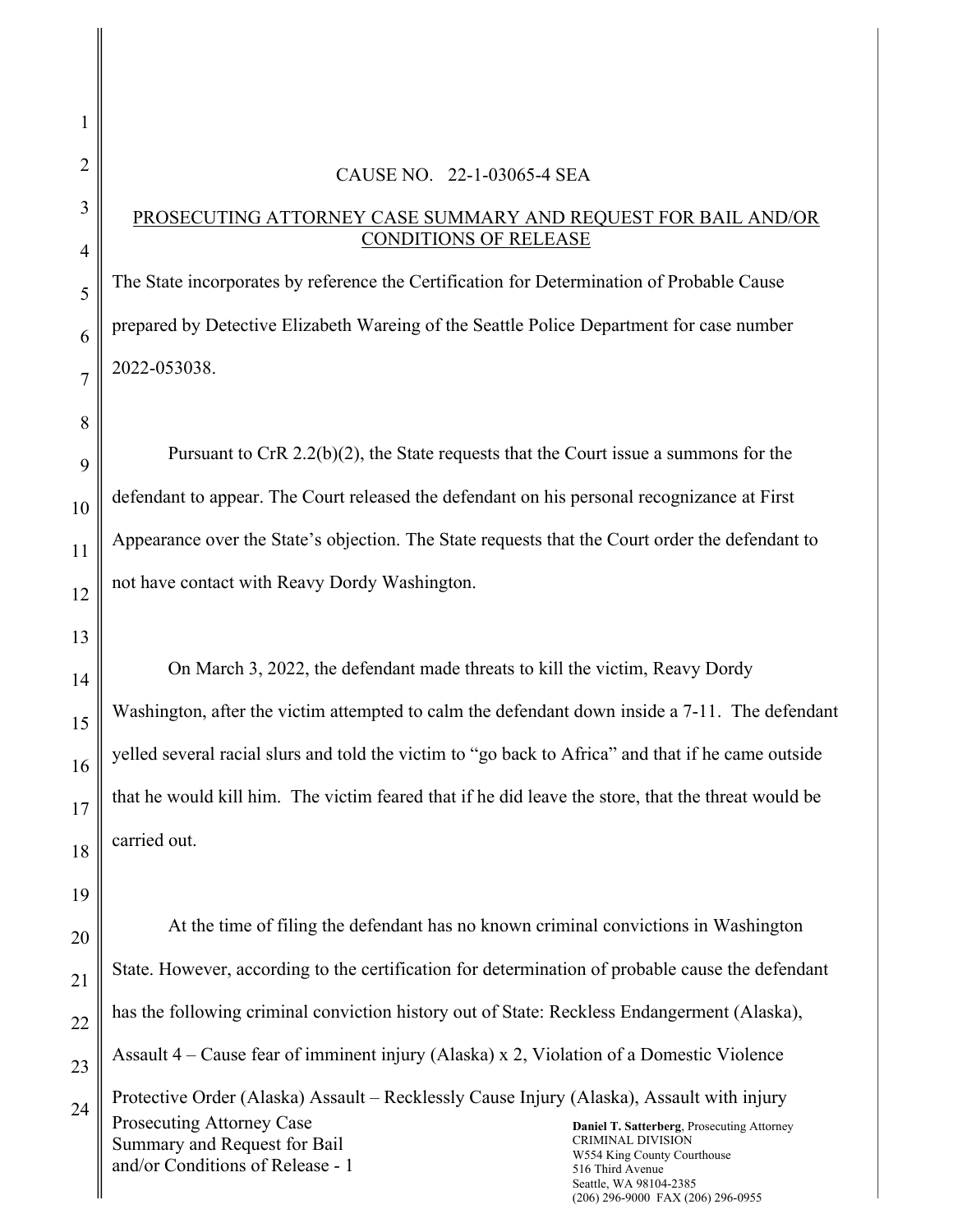CAUSE NO. 22-1-03065-4 SEA

PROSECUTING ATTORNEY CASE SUMMARY AND REQUEST FOR BAIL AND/OR CONDITIONS OF RELEASE

The State incorporates by reference the Certification for Determination of Probable Cause prepared by Detective Elizabeth Wareing of the Seattle Police Department for case number 2022-053038.

Pursuant to CrR 2.2(b)(2), the State requests that the Court issue a summons for the defendant to appear. The Court released the defendant on his personal recognizance at First Appearance over the State's objection. The State requests that the Court order the defendant to not have contact with Reavy Dordy Washington.

On March 3, 2022, the defendant made threats to kill the victim, Reavy Dordy Washington, after the victim attempted to calm the defendant down inside a 7-11. The defendant yelled several racial slurs and told the victim to "go back to Africa" and that if he came outside that he would kill him. The victim feared that if he did leave the store, that the threat would be carried out.

At the time of filing the defendant has no known criminal convictions in Washington State. However, according to the certification for determination of probable cause the defendant has the following criminal conviction history out of State: Reckless Endangerment (Alaska), Assault 4 – Cause fear of imminent injury (Alaska) x 2, Violation of a Domestic Violence Protective Order (Alaska) Assault – Recklessly Cause Injury (Alaska), Assault with injury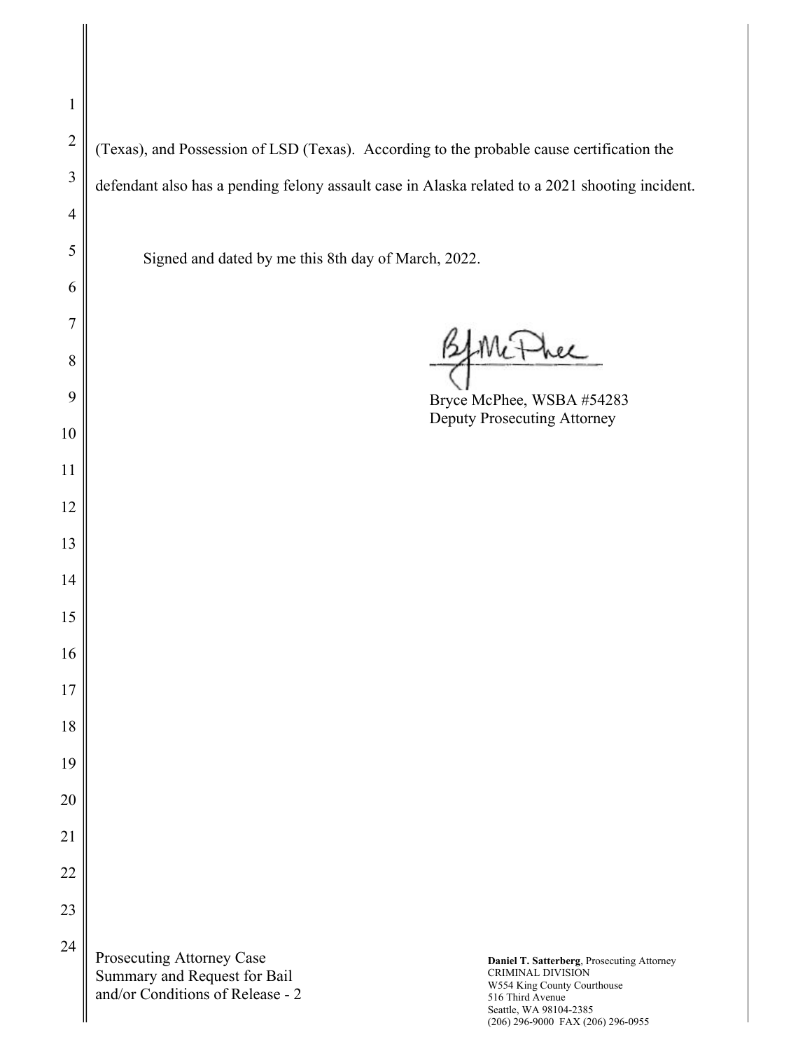(Texas), and Possession of LSD (Texas). According to the probable cause certification the defendant also has a pending felony assault case in Alaska related to a 2021 shooting incident.

Signed and dated by me this 8th day of March, 2022.

Bryce McPhee, WSBA #54283
Deputy Prosecuting Attorney

Prosecuting Attorney Case Summary and Request for Bail and/or Conditions of Release - 2

**Daniel T. Satterberg**, Prosecuting Attorney
CRIMINAL DIVISION
W554 King County Courthouse
516 Third Avenue
Seattle, WA 98104-2385
(206) 296-9000 FAX (206) 296-0955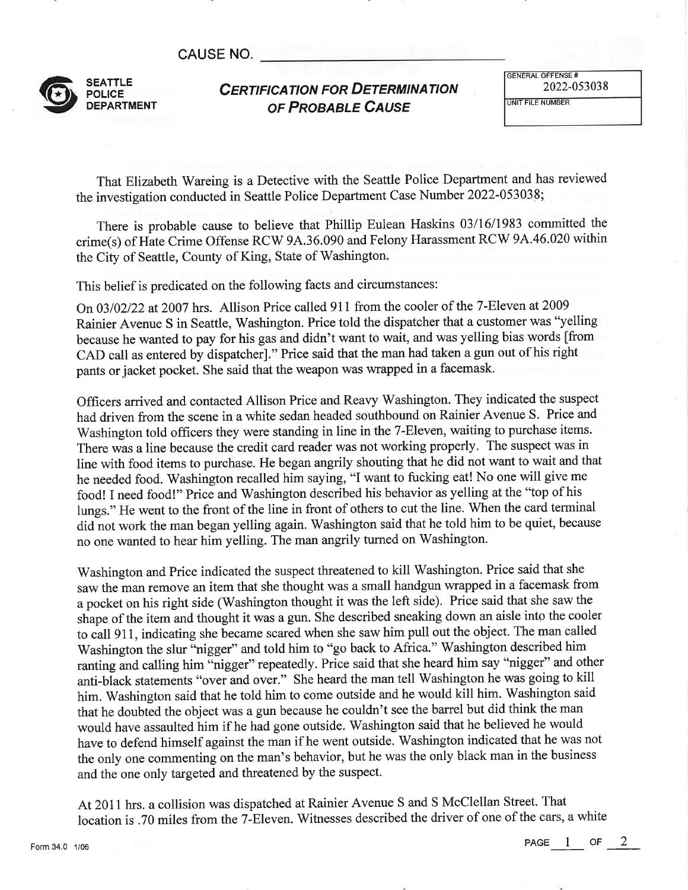CAUSE NO. ____________________

SEATTLE POLICE DEPARTMENT

## *CERTIFICATION FOR DETERMINATION OF PROBABLE CAUSE*

| GENERAL OFFENSE # |
| --- |
| 2022-053038 |
| UNIT FILE NUMBER |
| |

That Elizabeth Wareing is a Detective with the Seattle Police Department and has reviewed the investigation conducted in Seattle Police Department Case Number 2022-053038;

There is probable cause to believe that Phillip Eulean Haskins 03/16/1983 committed the crime(s) of Hate Crime Offense RCW 9A.36.090 and Felony Harassment RCW 9A.46.020 within the City of Seattle, County of King, State of Washington.

This belief is predicated on the following facts and circumstances:

On 03/02/22 at 2007 hrs. Allison Price called 911 from the cooler of the 7-Eleven at 2009 Rainier Avenue S in Seattle, Washington. Price told the dispatcher that a customer was "yelling because he wanted to pay for his gas and didn't want to wait, and was yelling bias words [from CAD call as entered by dispatcher]." Price said that the man had taken a gun out of his right pants or jacket pocket. She said that the weapon was wrapped in a facemask.

Officers arrived and contacted Allison Price and Reavy Washington. They indicated the suspect had driven from the scene in a white sedan headed southbound on Rainier Avenue S. Price and Washington told officers they were standing in line in the 7-Eleven, waiting to purchase items. There was a line because the credit card reader was not working properly. The suspect was in line with food items to purchase. He began angrily shouting that he did not want to wait and that he needed food. Washington recalled him saying, "I want to fucking eat! No one will give me food! I need food!" Price and Washington described his behavior as yelling at the "top of his lungs." He went to the front of the line in front of others to cut the line. When the card terminal did not work the man began yelling again. Washington said that he told him to be quiet, because no one wanted to hear him yelling. The man angrily turned on Washington.

Washington and Price indicated the suspect threatened to kill Washington. Price said that she saw the man remove an item that she thought was a small handgun wrapped in a facemask from a pocket on his right side (Washington thought it was the left side). Price said that she saw the shape of the item and thought it was a gun. She described sneaking down an aisle into the cooler to call 911, indicating she became scared when she saw him pull out the object. The man called Washington the slur "nigger" and told him to "go back to Africa." Washington described him ranting and calling him "nigger" repeatedly. Price said that she heard him say "nigger" and other anti-black statements "over and over." She heard the man tell Washington he was going to kill him. Washington said that he told him to come outside and he would kill him. Washington said that he doubted the object was a gun because he couldn't see the barrel but did think the man would have assaulted him if he had gone outside. Washington said that he believed he would have to defend himself against the man if he went outside. Washington indicated that he was not the only one commenting on the man's behavior, but he was the only black man in the business and the one only targeted and threatened by the suspect.

At 2011 hrs. a collision was dispatched at Rainier Avenue S and S McClellan Street. That location is .70 miles from the 7-Eleven. Witnesses described the driver of one of the cars, a white

Form 34.0 1/06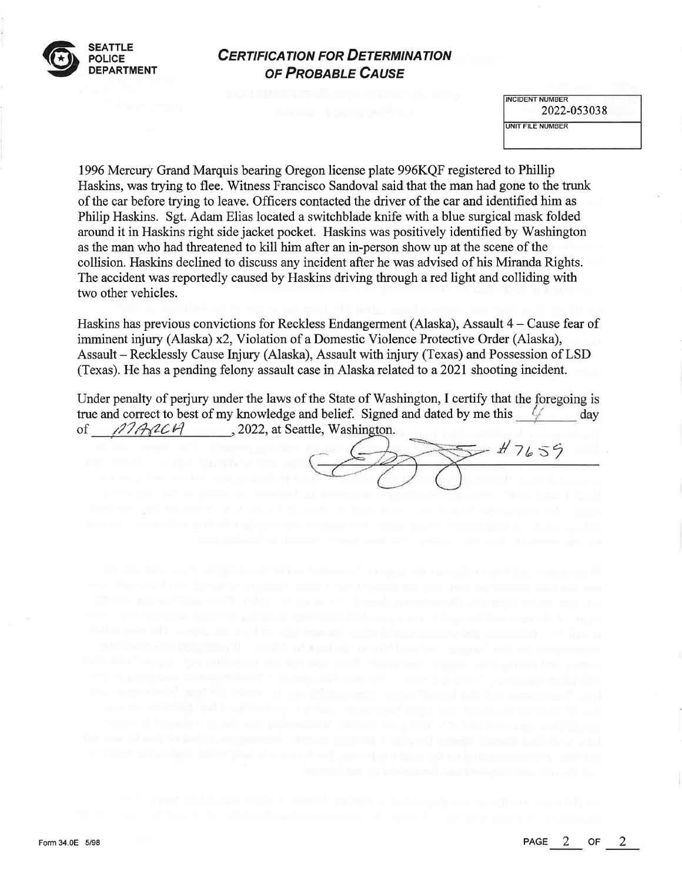**SEATTLE POLICE DEPARTMENT**

# *CERTIFICATION FOR DETERMINATION OF PROBABLE CAUSE*

| | |
|---|---|
| INCIDENT NUMBER | 2022-053038 |
| UNIT FILE NUMBER | |

1996 Mercury Grand Marquis bearing Oregon license plate 996KQF registered to Phillip Haskins, was trying to flee. Witness Francisco Sandoval said that the man had gone to the trunk of the car before trying to leave. Officers contacted the driver of the car and identified him as Philip Haskins. Sgt. Adam Elias located a switchblade knife with a blue surgical mask folded around it in Haskins right side jacket pocket. Haskins was positively identified by Washington as the man who had threatened to kill him after an in-person show up at the scene of the collision. Haskins declined to discuss any incident after he was advised of his Miranda Rights. The accident was reportedly caused by Haskins driving through a red light and colliding with two other vehicles.

Haskins has previous convictions for Reckless Endangerment (Alaska), Assault 4 – Cause fear of imminent injury (Alaska) x2, Violation of a Domestic Violence Protective Order (Alaska), Assault – Recklessly Cause Injury (Alaska), Assault with injury (Texas) and Possession of LSD (Texas). He has a pending felony assault case in Alaska related to a 2021 shooting incident.

Under penalty of perjury under the laws of the State of Washington, I certify that the foregoing is true and correct to best of my knowledge and belief. Signed and dated by me this 4 day of MARCH, 2022, at Seattle, Washington.

#7659

Form 34.0E 5/98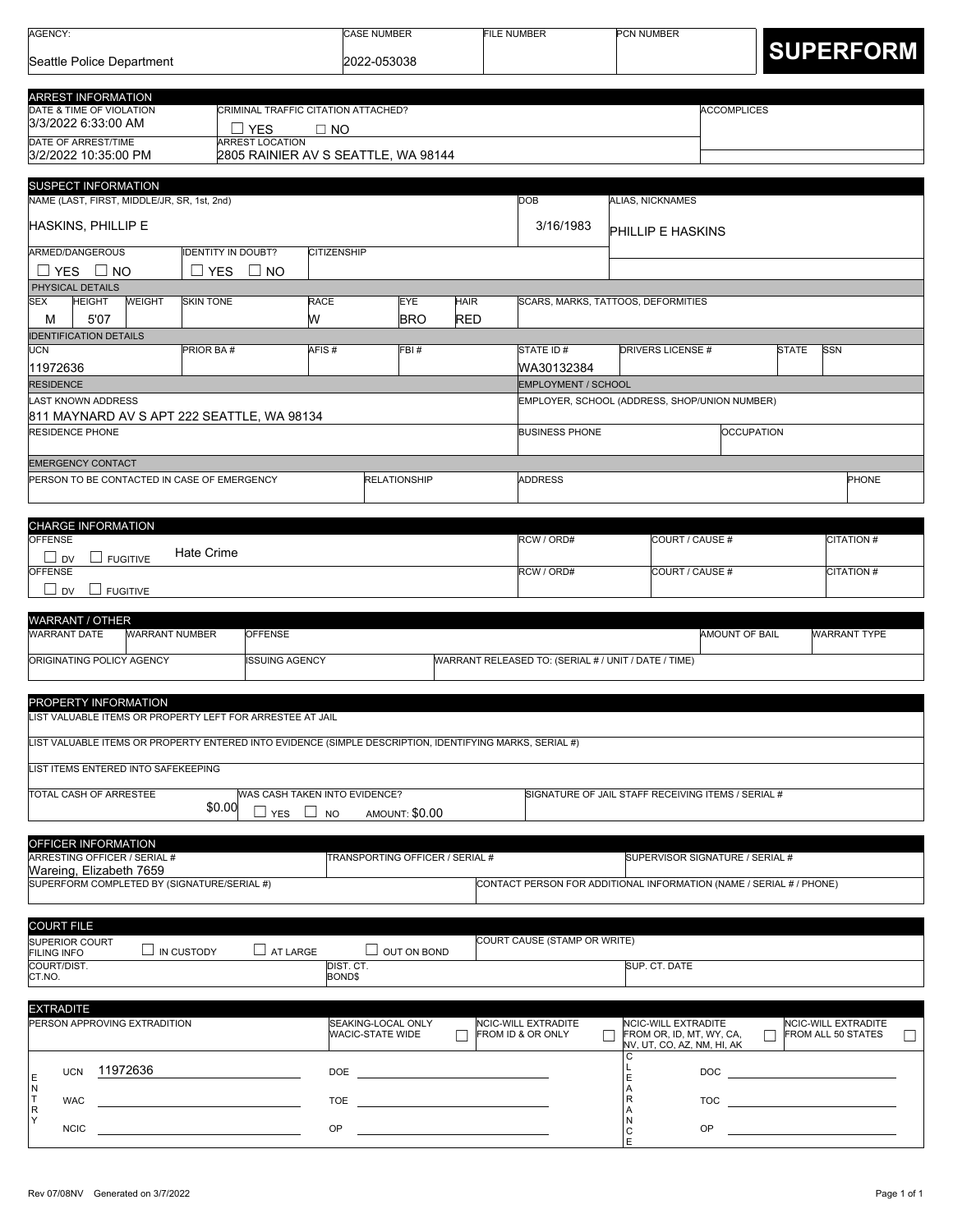| AGENCY: | CASE NUMBER | FILE NUMBER | PCN NUMBER | **SUPERFORM** |
|---|---|---|---|---|
| Seattle Police Department | 2022-053038 | | | |

## ARREST INFORMATION

| DATE & TIME OF VIOLATION | CRIMINAL TRAFFIC CITATION ATTACHED? | ACCOMPLICES |
|---|---|---|
| 3/3/2022 6:33:00 AM | ☐ YES ☐ NO | |
| **DATE OF ARREST/TIME** | **ARREST LOCATION** | |
| 3/2/2022 10:35:00 PM | 2805 RAINIER AV S SEATTLE, WA 98144 | |

## SUSPECT INFORMATION

| NAME (LAST, FIRST, MIDDLE/JR, SR, 1st, 2nd) | DOB | ALIAS, NICKNAMES |
|---|---|---|
| HASKINS, PHILLIP E | 3/16/1983 | PHILLIP E HASKINS |

| ARMED/DANGEROUS | IDENTITY IN DOUBT? | CITIZENSHIP |
|---|---|---|
| ☐ YES ☐ NO | ☐ YES ☐ NO | |

**PHYSICAL DETAILS**

| SEX | HEIGHT | WEIGHT | SKIN TONE | RACE | EYE | HAIR | SCARS, MARKS, TATTOOS, DEFORMITIES |
|---|---|---|---|---|---|---|---|
| M | 5'07 | | | W | BRO | RED | |

**IDENTIFICATION DETAILS**

| UCN | PRIOR BA # | AFIS # | FBI # | STATE ID # | DRIVERS LICENSE # | STATE | SSN |
|---|---|---|---|---|---|---|---|
| 11972636 | | | | WA30132384 | | | |

**RESIDENCE**

| LAST KNOWN ADDRESS | EMPLOYER, SCHOOL (ADDRESS, SHOP/UNION NUMBER) |
|---|---|
| 811 MAYNARD AV S APT 222 SEATTLE, WA 98134 | |

| RESIDENCE PHONE | BUSINESS PHONE | OCCUPATION |
|---|---|---|
| | | |

**EMERGENCY CONTACT**

| PERSON TO BE CONTACTED IN CASE OF EMERGENCY | RELATIONSHIP | ADDRESS | PHONE |
|---|---|---|---|
| | | | |

## CHARGE INFORMATION

| OFFENSE | RCW / ORD# | COURT / CAUSE # | CITATION # |
|---|---|---|---|
| ☐ DV ☐ FUGITIVE Hate Crime | | | |
| ☐ DV ☐ FUGITIVE | | | |

## WARRANT / OTHER

| WARRANT DATE | WARRANT NUMBER | OFFENSE | AMOUNT OF BAIL | WARRANT TYPE |
|---|---|---|---|---|
| | | | | |

| ORIGINATING POLICY AGENCY | ISSUING AGENCY | WARRANT RELEASED TO: (SERIAL # / UNIT / DATE / TIME) |
|---|---|---|
| | | |

## PROPERTY INFORMATION

LIST VALUABLE ITEMS OR PROPERTY LEFT FOR ARRESTEE AT JAIL

LIST VALUABLE ITEMS OR PROPERTY ENTERED INTO EVIDENCE (SIMPLE DESCRIPTION, IDENTIFYING MARKS, SERIAL #)

LIST ITEMS ENTERED INTO SAFEKEEPING

| TOTAL CASH OF ARRESTEE | WAS CASH TAKEN INTO EVIDENCE? | SIGNATURE OF JAIL STAFF RECEIVING ITEMS / SERIAL # |
|---|---|---|
| $0.00 | ☐ YES ☐ NO AMOUNT: $0.00 | |

## OFFICER INFORMATION

| ARRESTING OFFICER / SERIAL # | TRANSPORTING OFFICER / SERIAL # | SUPERVISOR SIGNATURE / SERIAL # |
|---|---|---|
| Wareing, Elizabeth 7659 | | |

| SUPERFORM COMPLETED BY (SIGNATURE/SERIAL #) | CONTACT PERSON FOR ADDITIONAL INFORMATION (NAME / SERIAL # / PHONE) |
|---|---|
| | |

## COURT FILE

| SUPERIOR COURT FILING INFO | ☐ IN CUSTODY ☐ AT LARGE ☐ OUT ON BOND | COURT CAUSE (STAMP OR WRITE) |
|---|---|---|
| COURT/DIST. CT.NO. | DIST. CT. BOND$ | SUP. CT. DATE |

## EXTRADITE

| PERSON APPROVING EXTRADITION | SEAKING-LOCAL ONLY WACIC-STATE WIDE ☐ | NCIC-WILL EXTRADITE FROM ID & OR ONLY ☐ | NCIC-WILL EXTRADITE FROM OR, ID, MT, WY, CA, NV, UT, CO, AZ, NM, HI, AK ☐ | NCIC-WILL EXTRADITE FROM ALL 50 STATES ☐ |
|---|---|---|---|---|

| ENTRY | | | | CLEARANCE | |
|---|---|---|---|---|---|
| UCN | 11972636 | DOE | | DOC | |
| WAC | | TOE | | TOC | |
| NCIC | | OP | | OP | |

Rev 07/08NV Generated on 3/7/2022